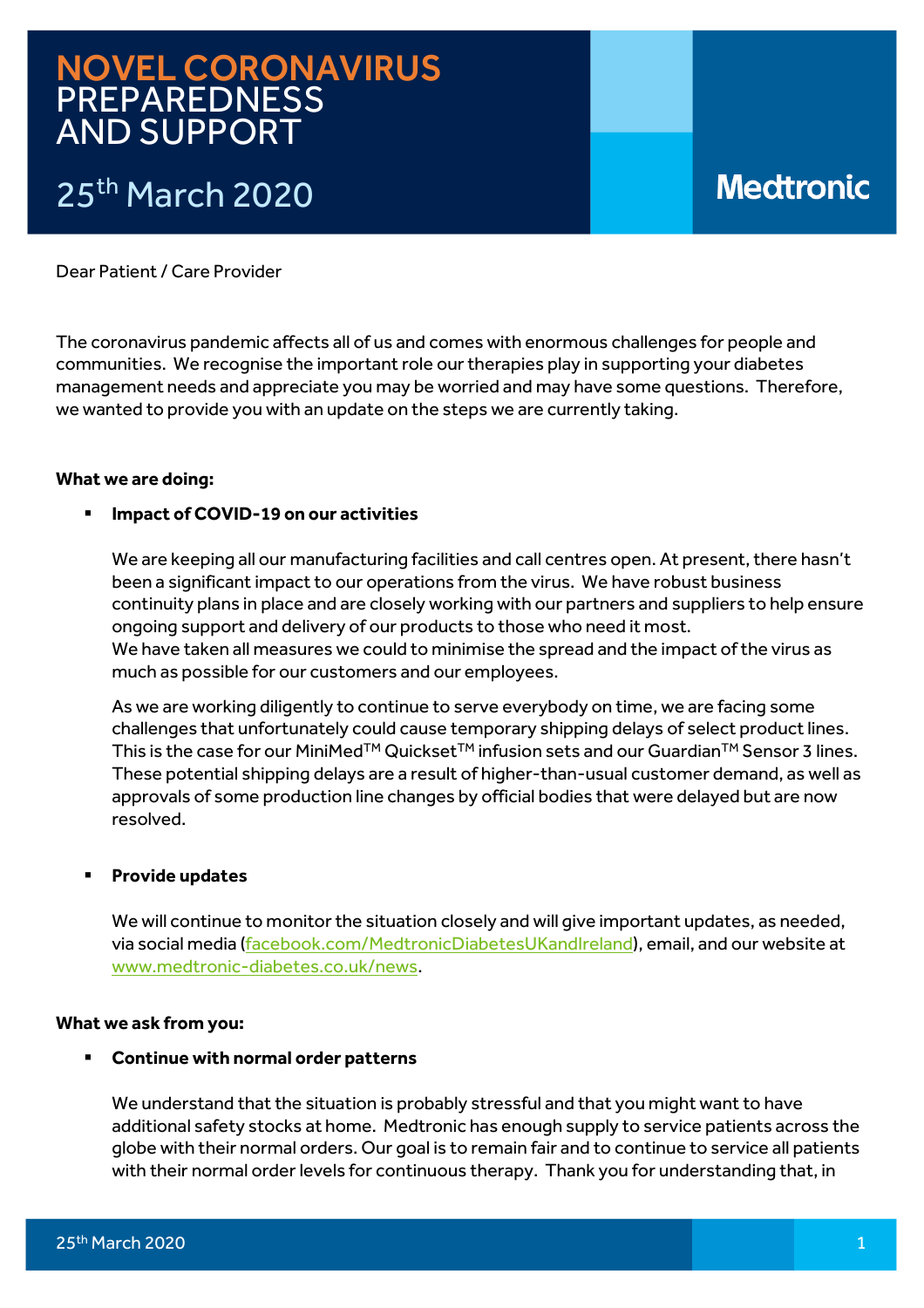# NOVEL CORONAVIRUS PREPAREDNESS AND SUPPORT

## 25th March 2020

Medtronic

Dear Patient / Care Provider

The coronavirus pandemic affects all of us and comes with enormous challenges for people and communities. We recognise the important role our therapies play in supporting your diabetes management needs and appreciate you may be worried and may have some questions. Therefore, we wanted to provide you with an update on the steps we are currently taking.

**What we are doing:**

- **Impact of COVID-19 on our activities**

  We are keeping all our manufacturing facilities and call centres open. At present, there hasn't been a significant impact to our operations from the virus. We have robust business continuity plans in place and are closely working with our partners and suppliers to help ensure ongoing support and delivery of our products to those who need it most.
  We have taken all measures we could to minimise the spread and the impact of the virus as much as possible for our customers and our employees.

  As we are working diligently to continue to serve everybody on time, we are facing some challenges that unfortunately could cause temporary shipping delays of select product lines. This is the case for our MiniMed™ Quickset™ infusion sets and our Guardian™ Sensor 3 lines. These potential shipping delays are a result of higher-than-usual customer demand, as well as approvals of some production line changes by official bodies that were delayed but are now resolved.

- **Provide updates**

  We will continue to monitor the situation closely and will give important updates, as needed, via social media (facebook.com/MedtronicDiabetesUKandIreland), email, and our website at www.medtronic-diabetes.co.uk/news.

**What we ask from you:**

- **Continue with normal order patterns**

  We understand that the situation is probably stressful and that you might want to have additional safety stocks at home. Medtronic has enough supply to service patients across the globe with their normal orders. Our goal is to remain fair and to continue to service all patients with their normal order levels for continuous therapy. Thank you for understanding that, in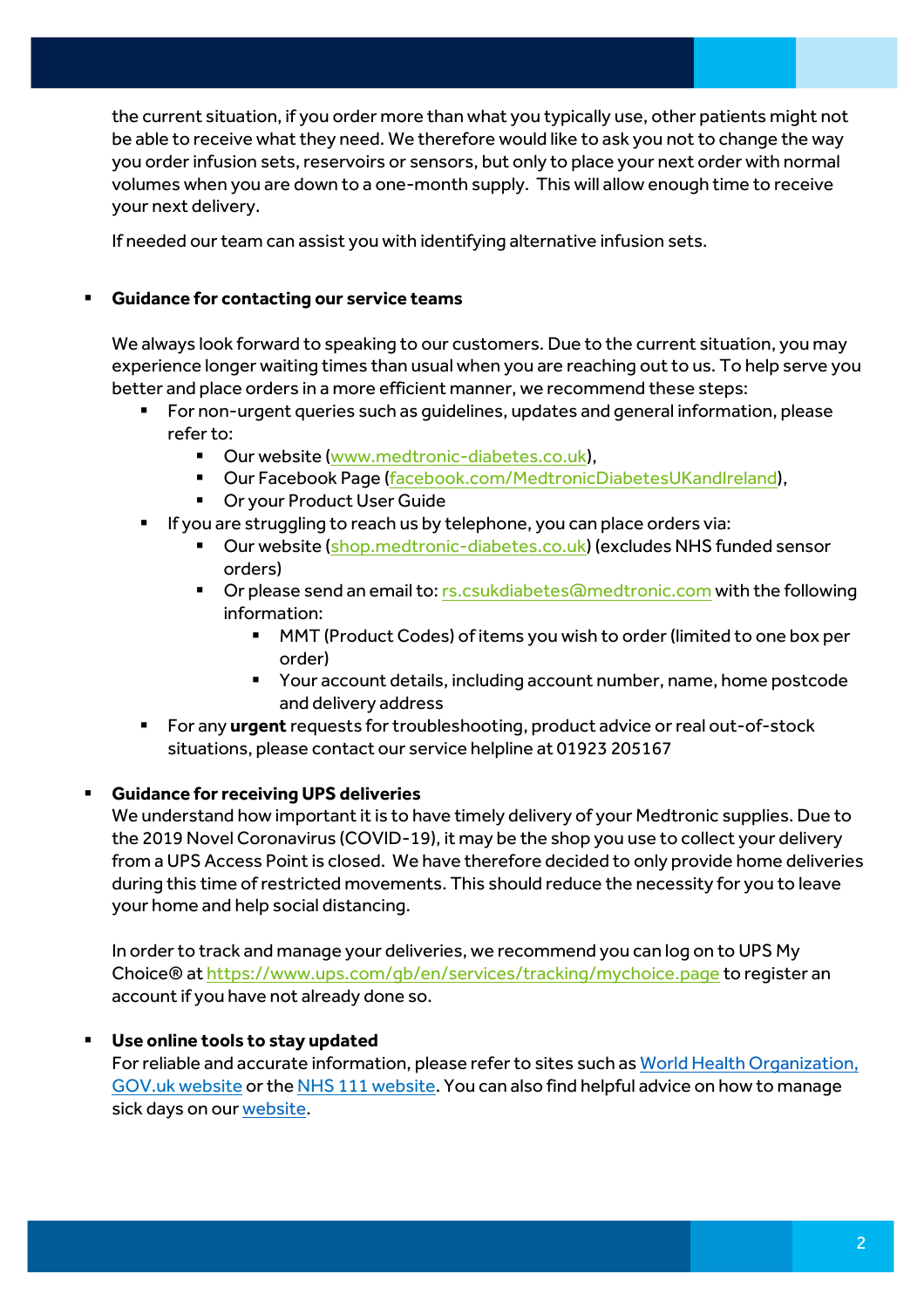the current situation, if you order more than what you typically use, other patients might not be able to receive what they need. We therefore would like to ask you not to change the way you order infusion sets, reservoirs or sensors, but only to place your next order with normal volumes when you are down to a one-month supply.  This will allow enough time to receive your next delivery.

If needed our team can assist you with identifying alternative infusion sets.

- **Guidance for contacting our service teams**

  We always look forward to speaking to our customers. Due to the current situation, you may experience longer waiting times than usual when you are reaching out to us. To help serve you better and place orders in a more efficient manner, we recommend these steps:

  - For non-urgent queries such as guidelines, updates and general information, please refer to:
    - Our website (www.medtronic-diabetes.co.uk),
    - Our Facebook Page (facebook.com/MedtronicDiabetesUKandIreland),
    - Or your Product User Guide
  - If you are struggling to reach us by telephone, you can place orders via:
    - Our website (shop.medtronic-diabetes.co.uk) (excludes NHS funded sensor orders)
    - Or please send an email to: rs.csukdiabetes@medtronic.com with the following information:
      - MMT (Product Codes) of items you wish to order (limited to one box per order)
      - Your account details, including account number, name, home postcode and delivery address
  - For any **urgent** requests for troubleshooting, product advice or real out-of-stock situations, please contact our service helpline at 01923 205167

- **Guidance for receiving UPS deliveries**

  We understand how important it is to have timely delivery of your Medtronic supplies. Due to the 2019 Novel Coronavirus (COVID-19), it may be the shop you use to collect your delivery from a UPS Access Point is closed.  We have therefore decided to only provide home deliveries during this time of restricted movements. This should reduce the necessity for you to leave your home and help social distancing.

  In order to track and manage your deliveries, we recommend you can log on to UPS My Choice® at https://www.ups.com/gb/en/services/tracking/mychoice.page to register an account if you have not already done so.

- **Use online tools to stay updated**

  For reliable and accurate information, please refer to sites such as World Health Organization, GOV.uk website or the NHS 111 website. You can also find helpful advice on how to manage sick days on our website.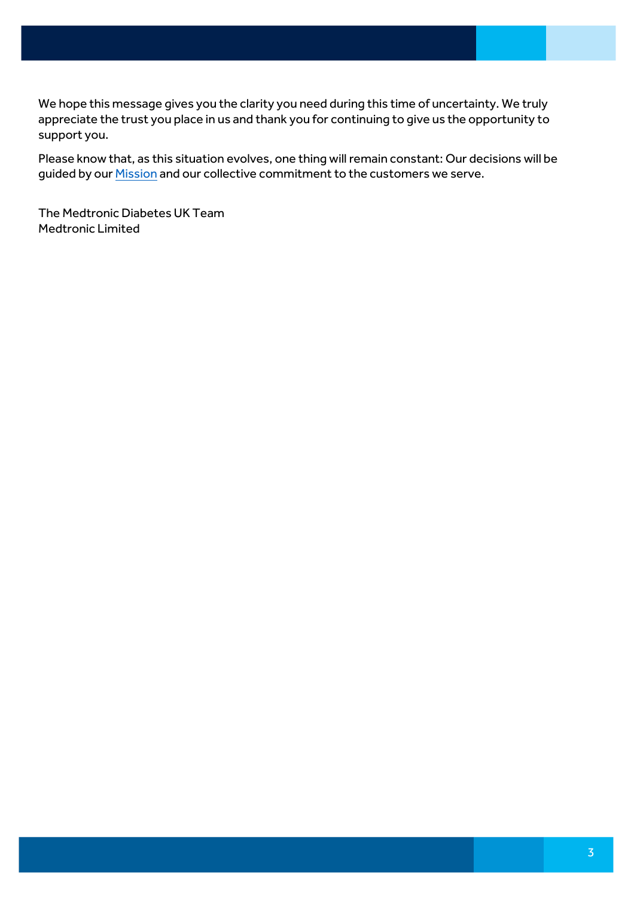We hope this message gives you the clarity you need during this time of uncertainty. We truly appreciate the trust you place in us and thank you for continuing to give us the opportunity to support you.

Please know that, as this situation evolves, one thing will remain constant: Our decisions will be guided by our Mission and our collective commitment to the customers we serve.

The Medtronic Diabetes UK Team  
Medtronic Limited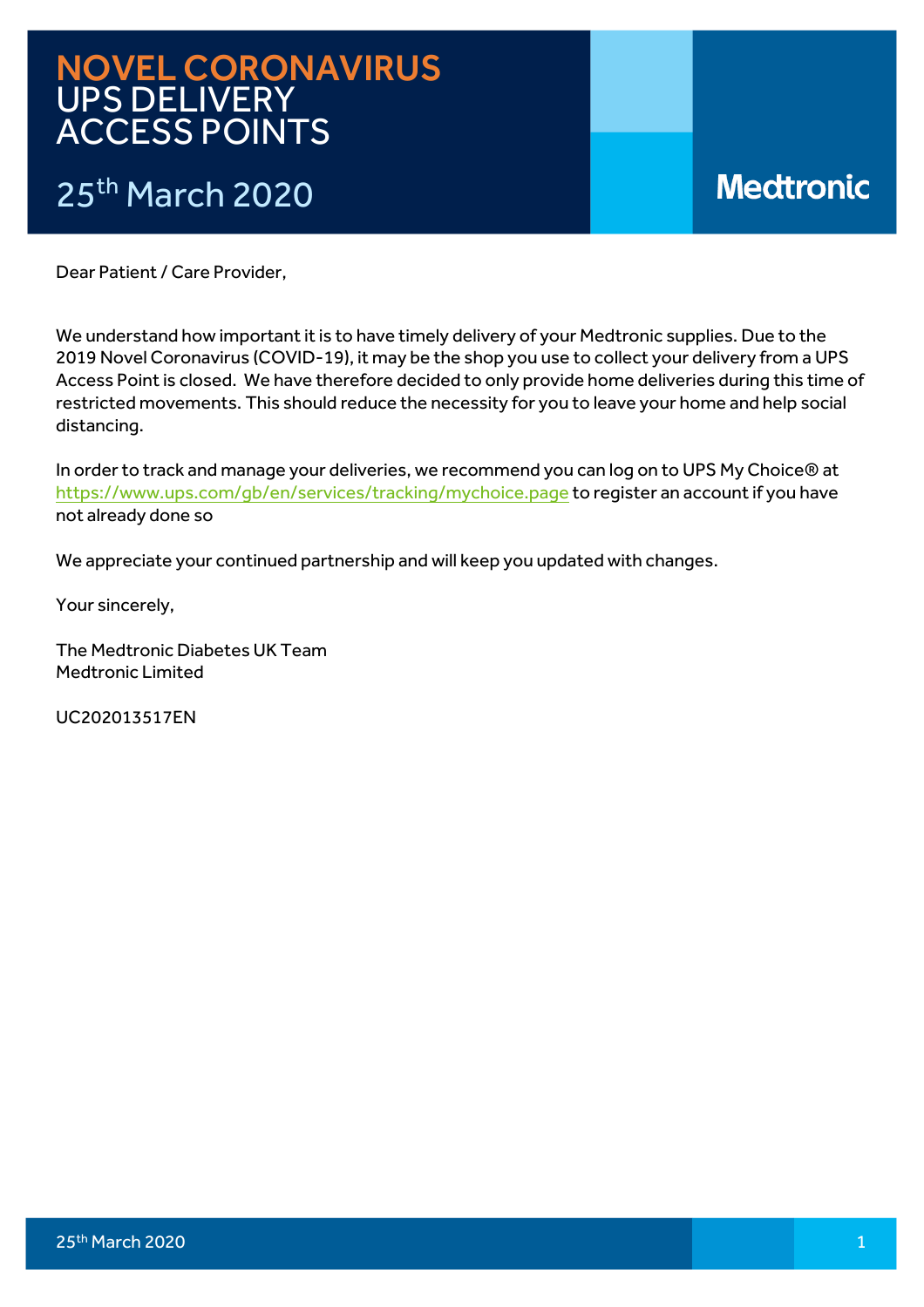# NOVEL CORONAVIRUS
## UPS DELIVERY ACCESS POINTS

## 25th March 2020

Medtronic

Dear Patient / Care Provider,

We understand how important it is to have timely delivery of your Medtronic supplies. Due to the 2019 Novel Coronavirus (COVID-19), it may be the shop you use to collect your delivery from a UPS Access Point is closed. We have therefore decided to only provide home deliveries during this time of restricted movements. This should reduce the necessity for you to leave your home and help social distancing.

In order to track and manage your deliveries, we recommend you can log on to UPS My Choice® at https://www.ups.com/gb/en/services/tracking/mychoice.page to register an account if you have not already done so

We appreciate your continued partnership and will keep you updated with changes.

Your sincerely,

The Medtronic Diabetes UK Team
Medtronic Limited

UC202013517EN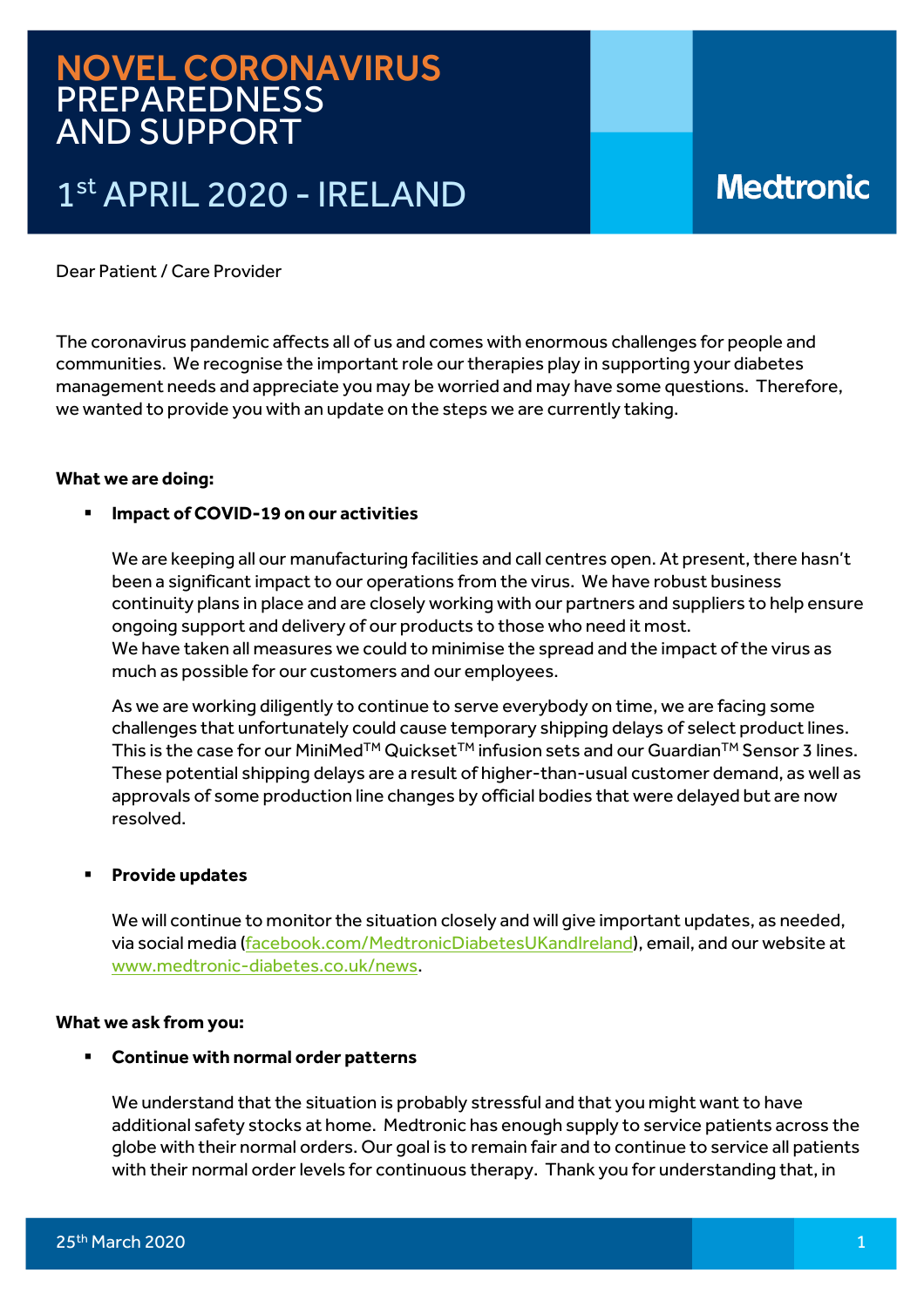# NOVEL CORONAVIRUS PREPAREDNESS AND SUPPORT

## 1st APRIL 2020 - IRELAND

Medtronic

Dear Patient / Care Provider

The coronavirus pandemic affects all of us and comes with enormous challenges for people and communities. We recognise the important role our therapies play in supporting your diabetes management needs and appreciate you may be worried and may have some questions. Therefore, we wanted to provide you with an update on the steps we are currently taking.

**What we are doing:**

- **Impact of COVID-19 on our activities**

  We are keeping all our manufacturing facilities and call centres open. At present, there hasn't been a significant impact to our operations from the virus. We have robust business continuity plans in place and are closely working with our partners and suppliers to help ensure ongoing support and delivery of our products to those who need it most.
  We have taken all measures we could to minimise the spread and the impact of the virus as much as possible for our customers and our employees.

  As we are working diligently to continue to serve everybody on time, we are facing some challenges that unfortunately could cause temporary shipping delays of select product lines. This is the case for our MiniMed™ Quickset™ infusion sets and our Guardian™ Sensor 3 lines. These potential shipping delays are a result of higher-than-usual customer demand, as well as approvals of some production line changes by official bodies that were delayed but are now resolved.

- **Provide updates**

  We will continue to monitor the situation closely and will give important updates, as needed, via social media (facebook.com/MedtronicDiabetesUKandIreland), email, and our website at www.medtronic-diabetes.co.uk/news.

**What we ask from you:**

- **Continue with normal order patterns**

  We understand that the situation is probably stressful and that you might want to have additional safety stocks at home. Medtronic has enough supply to service patients across the globe with their normal orders. Our goal is to remain fair and to continue to service all patients with their normal order levels for continuous therapy. Thank you for understanding that, in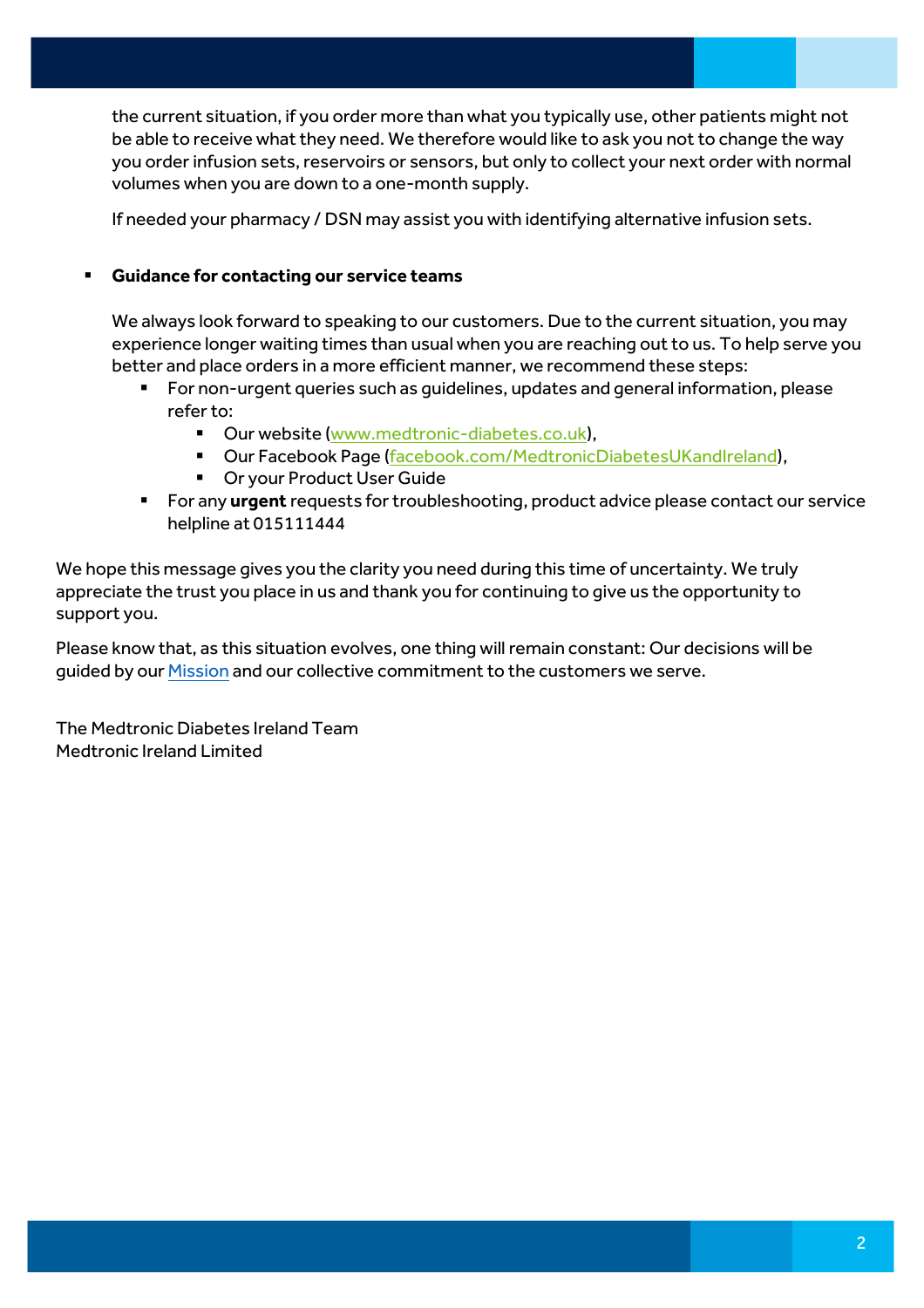the current situation, if you order more than what you typically use, other patients might not be able to receive what they need. We therefore would like to ask you not to change the way you order infusion sets, reservoirs or sensors, but only to collect your next order with normal volumes when you are down to a one-month supply.

If needed your pharmacy / DSN may assist you with identifying alternative infusion sets.

- **Guidance for contacting our service teams**

  We always look forward to speaking to our customers. Due to the current situation, you may experience longer waiting times than usual when you are reaching out to us. To help serve you better and place orders in a more efficient manner, we recommend these steps:

  - For non-urgent queries such as guidelines, updates and general information, please refer to:
    - Our website (www.medtronic-diabetes.co.uk),
    - Our Facebook Page (facebook.com/MedtronicDiabetesUKandIreland),
    - Or your Product User Guide
  - For any **urgent** requests for troubleshooting, product advice please contact our service helpline at 015111444

We hope this message gives you the clarity you need during this time of uncertainty. We truly appreciate the trust you place in us and thank you for continuing to give us the opportunity to support you.

Please know that, as this situation evolves, one thing will remain constant: Our decisions will be guided by our Mission and our collective commitment to the customers we serve.

The Medtronic Diabetes Ireland Team
Medtronic Ireland Limited